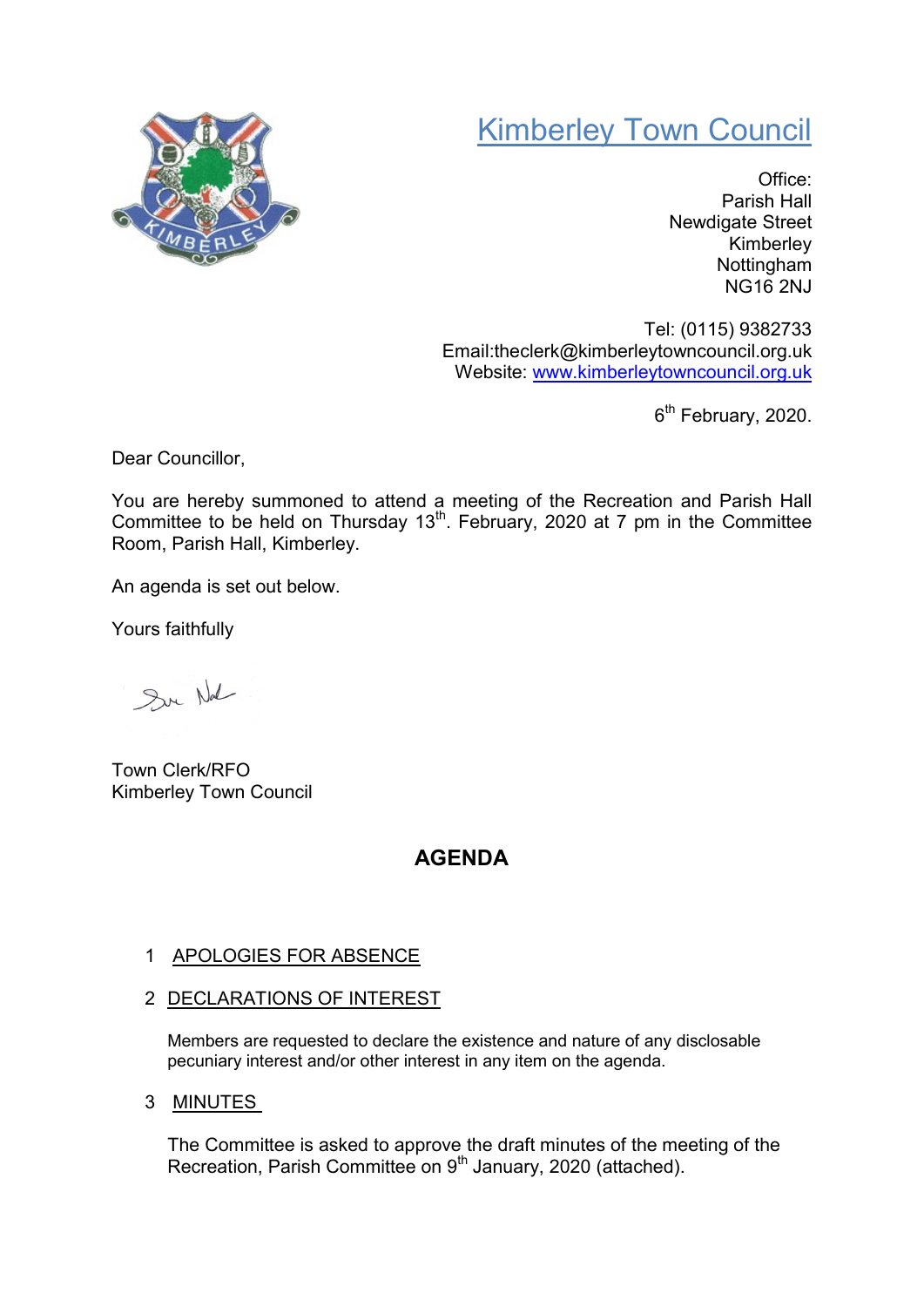# Kimberley Town Council

Office:
Parish Hall
Newdigate Street
Kimberley
Nottingham
NG16 2NJ

Tel: (0115) 9382733
Email:theclerk@kimberleytowncouncil.org.uk
Website: www.kimberleytowncouncil.org.uk

6th February, 2020.

Dear Councillor,

You are hereby summoned to attend a meeting of the Recreation and Parish Hall Committee to be held on Thursday 13th. February, 2020 at 7 pm in the Committee Room, Parish Hall, Kimberley.

An agenda is set out below.

Yours faithfully

Town Clerk/RFO
Kimberley Town Council

## AGENDA

1 APOLOGIES FOR ABSENCE

2 DECLARATIONS OF INTEREST

Members are requested to declare the existence and nature of any disclosable pecuniary interest and/or other interest in any item on the agenda.

3 MINUTES

The Committee is asked to approve the draft minutes of the meeting of the Recreation, Parish Committee on 9th January, 2020 (attached).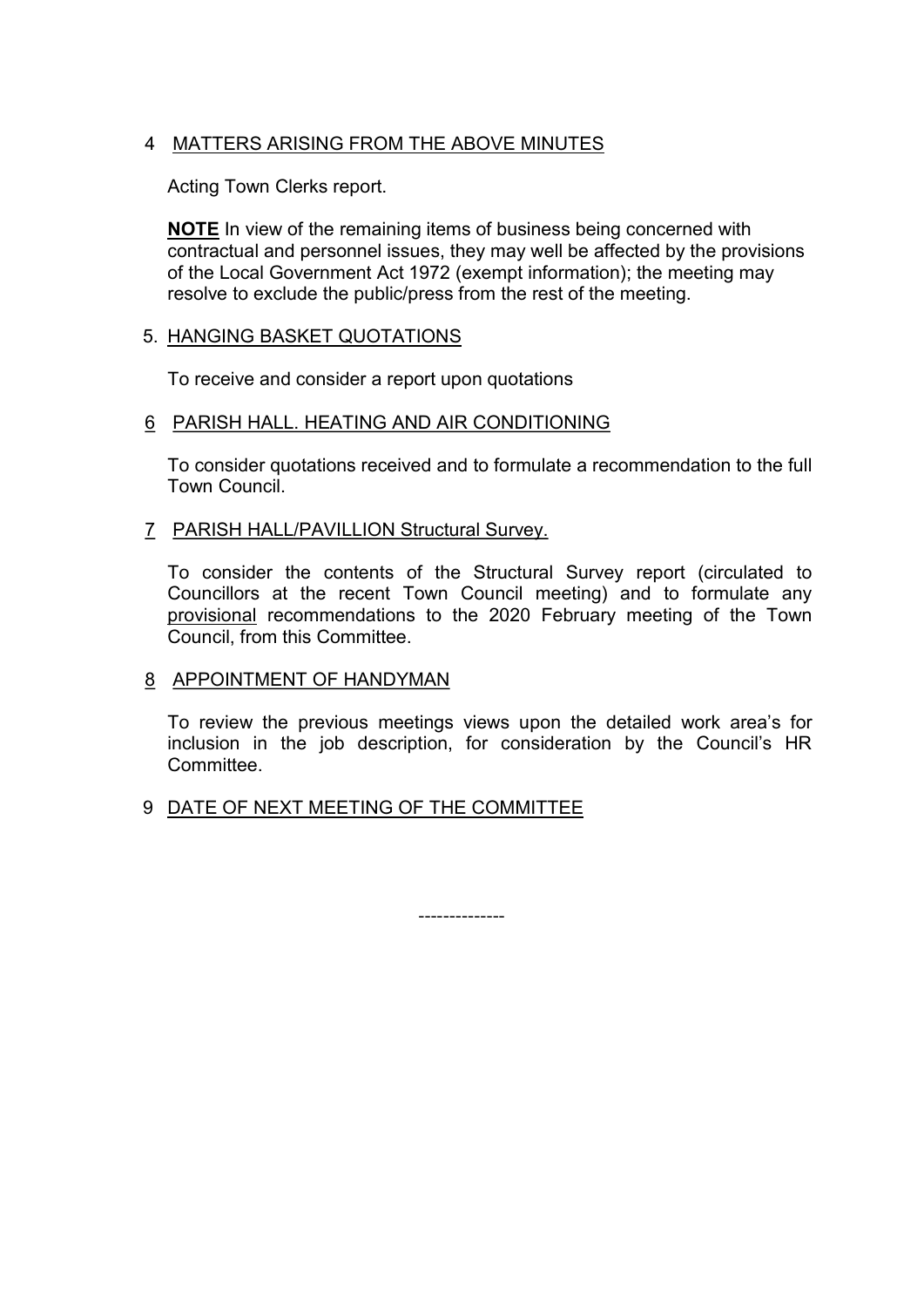4 MATTERS ARISING FROM THE ABOVE MINUTES

Acting Town Clerks report.

**NOTE** In view of the remaining items of business being concerned with contractual and personnel issues, they may well be affected by the provisions of the Local Government Act 1972 (exempt information); the meeting may resolve to exclude the public/press from the rest of the meeting.

5. HANGING BASKET QUOTATIONS

To receive and consider a report upon quotations

6 PARISH HALL. HEATING AND AIR CONDITIONING

To consider quotations received and to formulate a recommendation to the full Town Council.

7 PARISH HALL/PAVILLION Structural Survey.

To consider the contents of the Structural Survey report (circulated to Councillors at the recent Town Council meeting) and to formulate any provisional recommendations to the 2020 February meeting of the Town Council, from this Committee.

8 APPOINTMENT OF HANDYMAN

To review the previous meetings views upon the detailed work area's for inclusion in the job description, for consideration by the Council's HR Committee.

9 DATE OF NEXT MEETING OF THE COMMITTEE

--------------